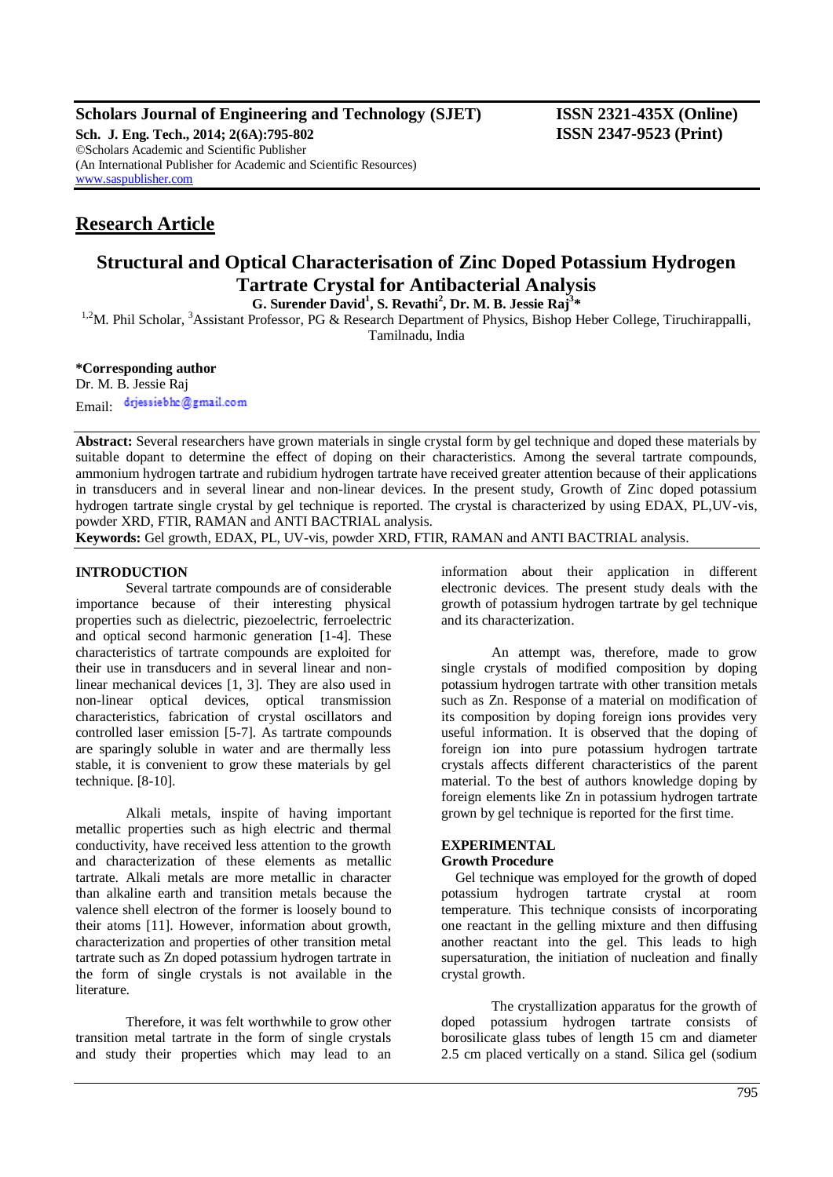**Scholars Journal of Engineering and Technology (SJET)** **ISSN 2321-435X (Online)**
**Sch. J. Eng. Tech., 2014; 2(6A):795-802** **ISSN 2347-9523 (Print)**
©Scholars Academic and Scientific Publisher
(An International Publisher for Academic and Scientific Resources)
www.saspublisher.com

## Research Article

# Structural and Optical Characterisation of Zinc Doped Potassium Hydrogen Tartrate Crystal for Antibacterial Analysis

**G. Surender David[1], S. Revathi[2], Dr. M. B. Jessie Raj[3]\***

[1,2]M. Phil Scholar, [3]Assistant Professor, PG & Research Department of Physics, Bishop Heber College, Tiruchirappalli, Tamilnadu, India

**\*Corresponding author**
Dr. M. B. Jessie Raj
Email: drjessiebhc@gmail.com

**Abstract:** Several researchers have grown materials in single crystal form by gel technique and doped these materials by suitable dopant to determine the effect of doping on their characteristics. Among the several tartrate compounds, ammonium hydrogen tartrate and rubidium hydrogen tartrate have received greater attention because of their applications in transducers and in several linear and non-linear devices. In the present study, Growth of Zinc doped potassium hydrogen tartrate single crystal by gel technique is reported. The crystal is characterized by using EDAX, PL,UV-vis, powder XRD, FTIR, RAMAN and ANTI BACTRIAL analysis.
**Keywords:** Gel growth, EDAX, PL, UV-vis, powder XRD, FTIR, RAMAN and ANTI BACTRIAL analysis.

## INTRODUCTION

Several tartrate compounds are of considerable importance because of their interesting physical properties such as dielectric, piezoelectric, ferroelectric and optical second harmonic generation [1-4]. These characteristics of tartrate compounds are exploited for their use in transducers and in several linear and non-linear mechanical devices [1, 3]. They are also used in non-linear optical devices, optical transmission characteristics, fabrication of crystal oscillators and controlled laser emission [5-7]. As tartrate compounds are sparingly soluble in water and are thermally less stable, it is convenient to grow these materials by gel technique. [8-10].

Alkali metals, inspite of having important metallic properties such as high electric and thermal conductivity, have received less attention to the growth and characterization of these elements as metallic tartrate. Alkali metals are more metallic in character than alkaline earth and transition metals because the valence shell electron of the former is loosely bound to their atoms [11]. However, information about growth, characterization and properties of other transition metal tartrate such as Zn doped potassium hydrogen tartrate in the form of single crystals is not available in the literature.

Therefore, it was felt worthwhile to grow other transition metal tartrate in the form of single crystals and study their properties which may lead to an information about their application in different electronic devices. The present study deals with the growth of potassium hydrogen tartrate by gel technique and its characterization.

An attempt was, therefore, made to grow single crystals of modified composition by doping potassium hydrogen tartrate with other transition metals such as Zn. Response of a material on modification of its composition by doping foreign ions provides very useful information. It is observed that the doping of foreign ion into pure potassium hydrogen tartrate crystals affects different characteristics of the parent material. To the best of authors knowledge doping by foreign elements like Zn in potassium hydrogen tartrate grown by gel technique is reported for the first time.

## EXPERIMENTAL

### Growth Procedure

Gel technique was employed for the growth of doped potassium hydrogen tartrate crystal at room temperature. This technique consists of incorporating one reactant in the gelling mixture and then diffusing another reactant into the gel. This leads to high supersaturation, the initiation of nucleation and finally crystal growth.

The crystallization apparatus for the growth of doped potassium hydrogen tartrate consists of borosilicate glass tubes of length 15 cm and diameter 2.5 cm placed vertically on a stand. Silica gel (sodium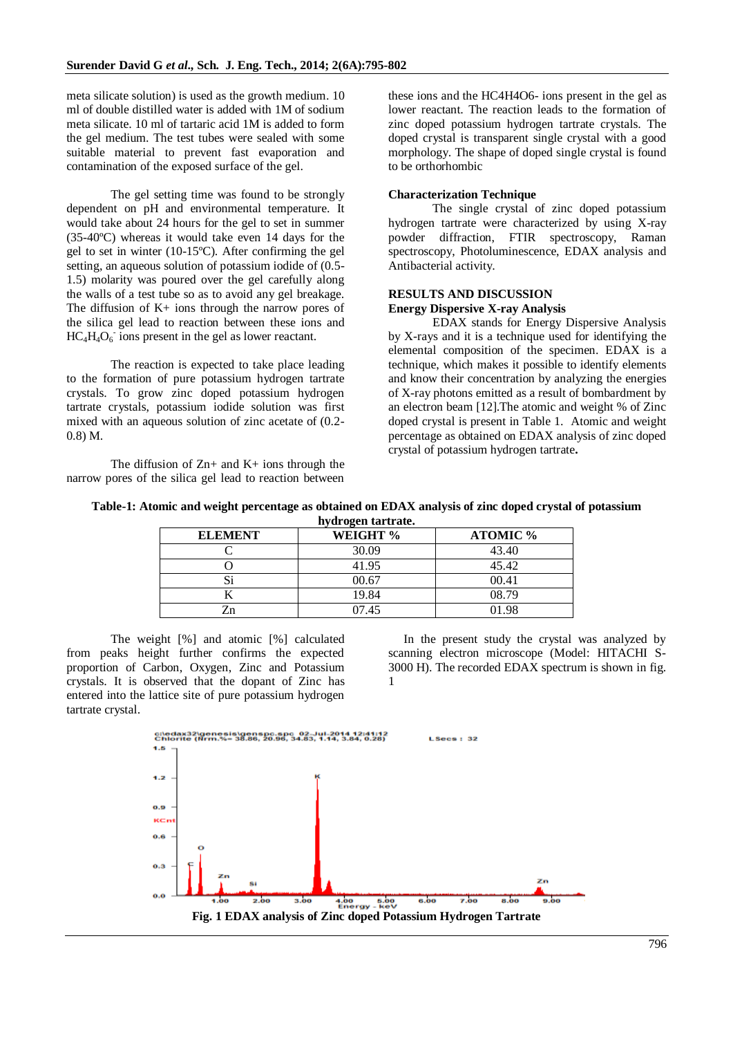meta silicate solution) is used as the growth medium. 10 ml of double distilled water is added with 1M of sodium meta silicate. 10 ml of tartaric acid 1M is added to form the gel medium. The test tubes were sealed with some suitable material to prevent fast evaporation and contamination of the exposed surface of the gel.

The gel setting time was found to be strongly dependent on pH and environmental temperature. It would take about 24 hours for the gel to set in summer (35-40ºC) whereas it would take even 14 days for the gel to set in winter (10-15ºC). After confirming the gel setting, an aqueous solution of potassium iodide of (0.5-1.5) molarity was poured over the gel carefully along the walls of a test tube so as to avoid any gel breakage. The diffusion of K+ ions through the narrow pores of the silica gel lead to reaction between these ions and $HC_4H_4O_6^-$ ions present in the gel as lower reactant.

The reaction is expected to take place leading to the formation of pure potassium hydrogen tartrate crystals. To grow zinc doped potassium hydrogen tartrate crystals, potassium iodide solution was first mixed with an aqueous solution of zinc acetate of (0.2-0.8) M.

The diffusion of Zn+ and K+ ions through the narrow pores of the silica gel lead to reaction between these ions and the HC4H4O6- ions present in the gel as lower reactant. The reaction leads to the formation of zinc doped potassium hydrogen tartrate crystals. The doped crystal is transparent single crystal with a good morphology. The shape of doped single crystal is found to be orthorhombic

**Characterization Technique**

The single crystal of zinc doped potassium hydrogen tartrate were characterized by using X-ray powder diffraction, FTIR spectroscopy, Raman spectroscopy, Photoluminescence, EDAX analysis and Antibacterial activity.

## RESULTS AND DISCUSSION

### Energy Dispersive X-ray Analysis

EDAX stands for Energy Dispersive Analysis by X-rays and it is a technique used for identifying the elemental composition of the specimen. EDAX is a technique, which makes it possible to identify elements and know their concentration by analyzing the energies of X-ray photons emitted as a result of bombardment by an electron beam [12].The atomic and weight % of Zinc doped crystal is present in Table 1. Atomic and weight percentage as obtained on EDAX analysis of zinc doped crystal of potassium hydrogen tartrate**.**

**Table-1: Atomic and weight percentage as obtained on EDAX analysis of zinc doped crystal of potassium hydrogen tartrate.**

| ELEMENT | WEIGHT % | ATOMIC % |
|---|---|---|
| C | 30.09 | 43.40 |
| O | 41.95 | 45.42 |
| Si | 00.67 | 00.41 |
| K | 19.84 | 08.79 |
| Zn | 07.45 | 01.98 |

The weight [%] and atomic [%] calculated from peaks height further confirms the expected proportion of Carbon, Oxygen, Zinc and Potassium crystals. It is observed that the dopant of Zinc has entered into the lattice site of pure potassium hydrogen tartrate crystal.

In the present study the crystal was analyzed by scanning electron microscope (Model: HITACHI S-3000 H). The recorded EDAX spectrum is shown in fig. 1

**Fig. 1 EDAX analysis of Zinc doped Potassium Hydrogen Tartrate**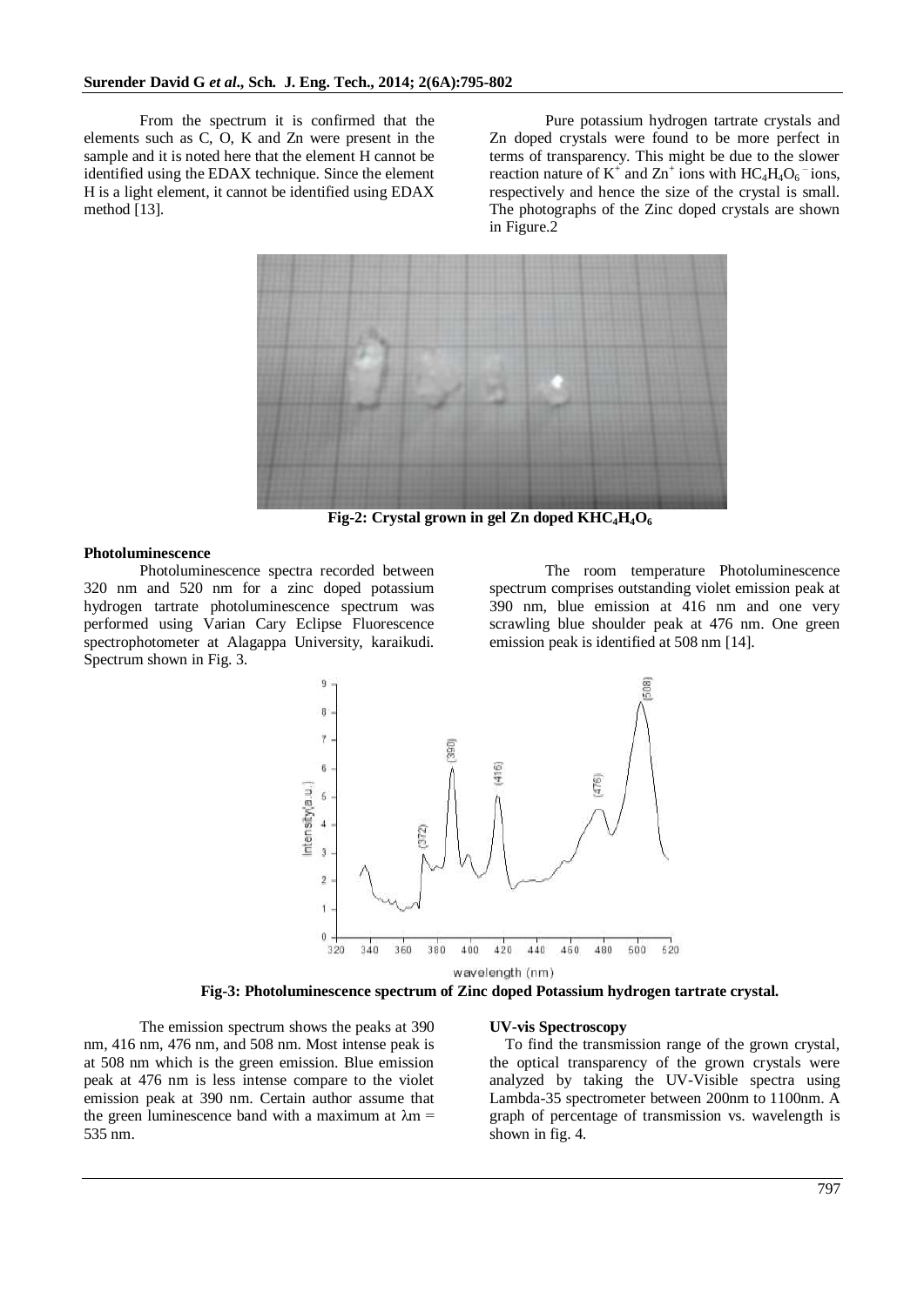From the spectrum it is confirmed that the elements such as C, O, K and Zn were present in the sample and it is noted here that the element H cannot be identified using the EDAX technique. Since the element H is a light element, it cannot be identified using EDAX method [13].

Pure potassium hydrogen tartrate crystals and Zn doped crystals were found to be more perfect in terms of transparency. This might be due to the slower reaction nature of $K^+$ and $Zn^+$ ions with $HC_4H_4O_6^-$ ions, respectively and hence the size of the crystal is small. The photographs of the Zinc doped crystals are shown in Figure.2

**Fig-2: Crystal grown in gel Zn doped $KHC_4H_4O_6$**

**Photoluminescence**

Photoluminescence spectra recorded between 320 nm and 520 nm for a zinc doped potassium hydrogen tartrate photoluminescence spectrum was performed using Varian Cary Eclipse Fluorescence spectrophotometer at Alagappa University, karaikudi. Spectrum shown in Fig. 3.

The room temperature Photoluminescence spectrum comprises outstanding violet emission peak at 390 nm, blue emission at 416 nm and one very scrawling blue shoulder peak at 476 nm. One green emission peak is identified at 508 nm [14].

**Fig-3: Photoluminescence spectrum of Zinc doped Potassium hydrogen tartrate crystal.**

The emission spectrum shows the peaks at 390 nm, 416 nm, 476 nm, and 508 nm. Most intense peak is at 508 nm which is the green emission. Blue emission peak at 476 nm is less intense compare to the violet emission peak at 390 nm. Certain author assume that the green luminescence band with a maximum at $\lambda m$ = 535 nm.

**UV-vis Spectroscopy**

To find the transmission range of the grown crystal, the optical transparency of the grown crystals were analyzed by taking the UV-Visible spectra using Lambda-35 spectrometer between 200nm to 1100nm. A graph of percentage of transmission vs. wavelength is shown in fig. 4.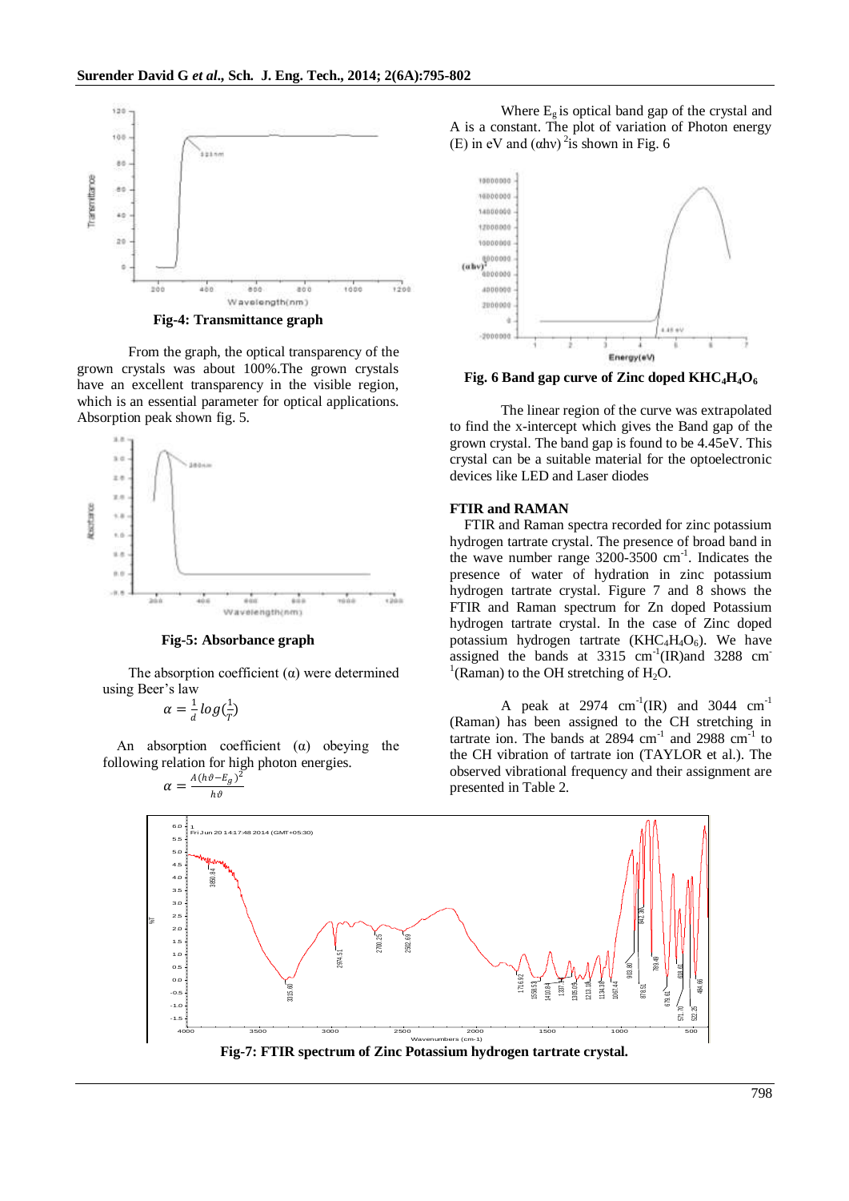Fig-4: Transmittance graph

From the graph, the optical transparency of the grown crystals was about 100%.The grown crystals have an excellent transparency in the visible region, which is an essential parameter for optical applications. Absorption peak shown fig. 5.

Fig-5: Absorbance graph

The absorption coefficient (α) were determined using Beer's law

$$\alpha = \frac{1}{d} \log(\frac{1}{T})$$

An absorption coefficient (α) obeying the following relation for high photon energies.

$$\alpha = \frac{A(h\vartheta - E_g)^2}{h\vartheta}$$

Where $E_g$ is optical band gap of the crystal and A is a constant. The plot of variation of Photon energy (E) in eV and $(\alpha h\nu)^2$ is shown in Fig. 6

Fig. 6 Band gap curve of Zinc doped $KHC_4H_4O_6$

The linear region of the curve was extrapolated to find the x-intercept which gives the Band gap of the grown crystal. The band gap is found to be 4.45eV. This crystal can be a suitable material for the optoelectronic devices like LED and Laser diodes

## FTIR and RAMAN

FTIR and Raman spectra recorded for zinc potassium hydrogen tartrate crystal. The presence of broad band in the wave number range 3200-3500 $cm^{-1}$. Indicates the presence of water of hydration in zinc potassium hydrogen tartrate crystal. Figure 7 and 8 shows the FTIR and Raman spectrum for Zn doped Potassium hydrogen tartrate crystal. In the case of Zinc doped potassium hydrogen tartrate ($KHC_4H_4O_6$). We have assigned the bands at 3315 $cm^{-1}$(IR)and 3288 $cm^{-1}$(Raman) to the OH stretching of $H_2O$.

A peak at 2974 $cm^{-1}$(IR) and 3044 $cm^{-1}$ (Raman) has been assigned to the CH stretching in tartrate ion. The bands at 2894 $cm^{-1}$ and 2988 $cm^{-1}$ to the CH vibration of tartrate ion (TAYLOR et al.). The observed vibrational frequency and their assignment are presented in Table 2.

Fig-7: FTIR spectrum of Zinc Potassium hydrogen tartrate crystal.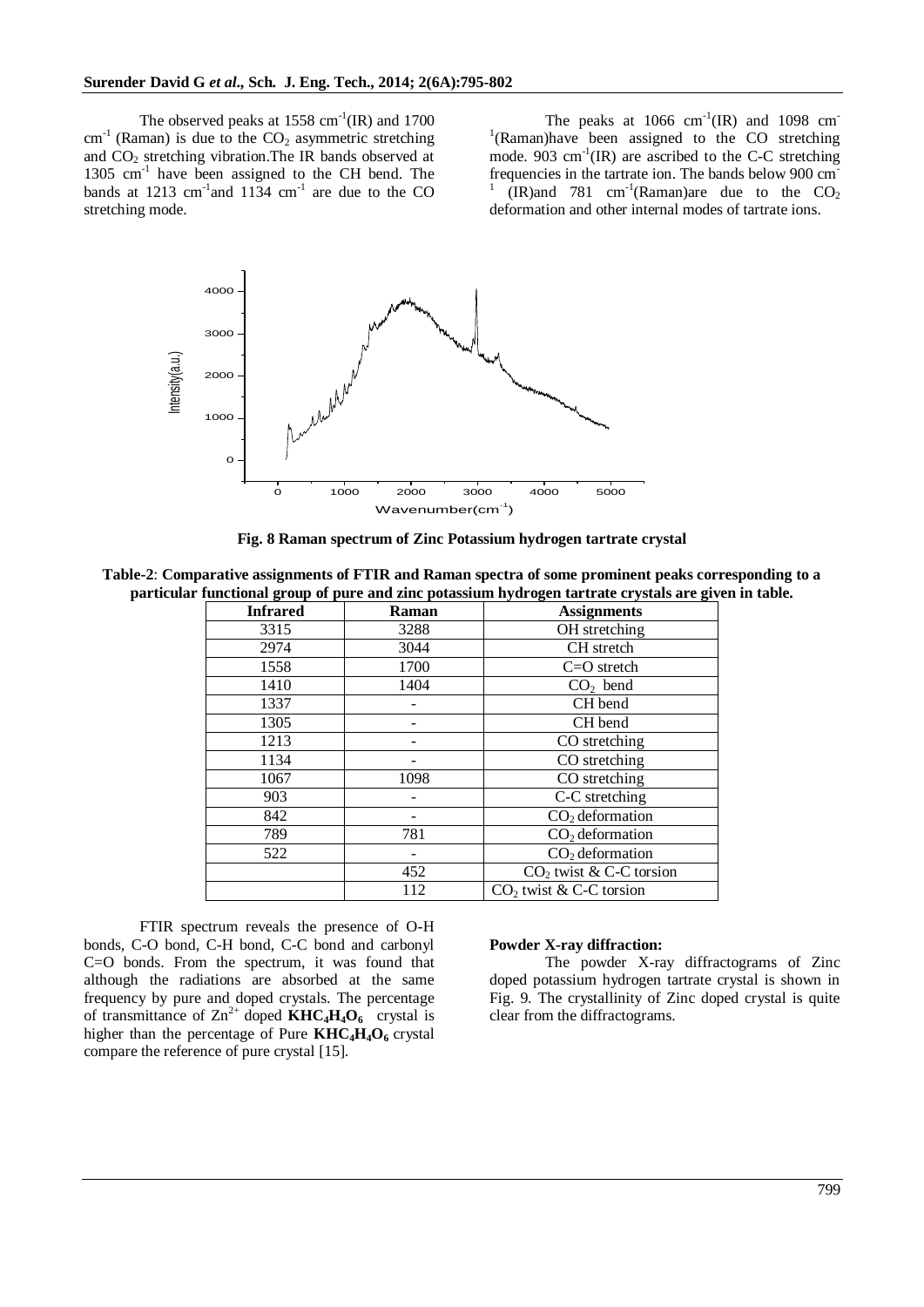The observed peaks at 1558 $cm^{-1}$(IR) and 1700 $cm^{-1}$ (Raman) is due to the $CO_2$ asymmetric stretching and $CO_2$ stretching vibration.The IR bands observed at 1305 $cm^{-1}$ have been assigned to the CH bend. The bands at 1213 $cm^{-1}$and 1134 $cm^{-1}$ are due to the CO stretching mode.

The peaks at 1066 $cm^{-1}$(IR) and 1098 $cm^{-1}$(Raman)have been assigned to the CO stretching mode. 903 $cm^{-1}$(IR) are ascribed to the C-C stretching frequencies in the tartrate ion. The bands below 900 $cm^{-1}$ (IR)and 781 $cm^{-1}$(Raman)are due to the $CO_2$ deformation and other internal modes of tartrate ions.

**Fig. 8 Raman spectrum of Zinc Potassium hydrogen tartrate crystal**

**Table-2**: **Comparative assignments of FTIR and Raman spectra of some prominent peaks corresponding to a particular functional group of pure and zinc potassium hydrogen tartrate crystals are given in table.**

| Infrared | Raman | Assignments |
|---|---|---|
| 3315 | 3288 | OH stretching |
| 2974 | 3044 | CH stretch |
| 1558 | 1700 | C=O stretch |
| 1410 | 1404 | $CO_2$ bend |
| 1337 | - | CH bend |
| 1305 | - | CH bend |
| 1213 | - | CO stretching |
| 1134 | - | CO stretching |
| 1067 | 1098 | CO stretching |
| 903 | - | C-C stretching |
| 842 | - | $CO_2$ deformation |
| 789 | 781 | $CO_2$ deformation |
| 522 | - | $CO_2$ deformation |
| | 452 | $CO_2$ twist & C-C torsion |
| | 112 | $CO_2$ twist & C-C torsion |

FTIR spectrum reveals the presence of O-H bonds, C-O bond, C-H bond, C-C bond and carbonyl C=O bonds. From the spectrum, it was found that although the radiations are absorbed at the same frequency by pure and doped crystals. The percentage of transmittance of $Zn^{2+}$ doped $\mathbf{KHC_4H_4O_6}$ crystal is higher than the percentage of Pure $\mathbf{KHC_4H_4O_6}$ crystal compare the reference of pure crystal [15].

**Powder X-ray diffraction:**

The powder X-ray diffractograms of Zinc doped potassium hydrogen tartrate crystal is shown in Fig. 9. The crystallinity of Zinc doped crystal is quite clear from the diffractograms.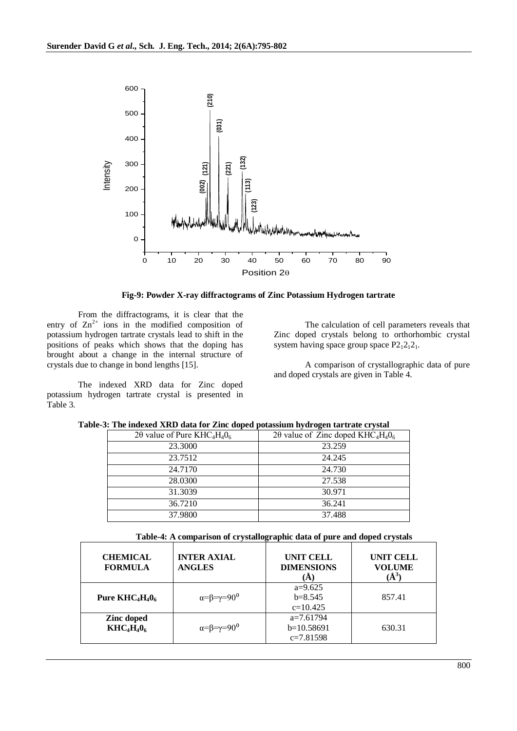Fig-9: Powder X-ray diffractograms of Zinc Potassium Hydrogen tartrate

From the diffractograms, it is clear that the entry of $Zn^{2+}$ ions in the modified composition of potassium hydrogen tartrate crystals lead to shift in the positions of peaks which shows that the doping has brought about a change in the internal structure of crystals due to change in bond lengths [15].

The indexed XRD data for Zinc doped potassium hydrogen tartrate crystal is presented in Table 3.

The calculation of cell parameters reveals that Zinc doped crystals belong to orthorhombic crystal system having space group space $P2_12_12_1$.

A comparison of crystallographic data of pure and doped crystals are given in Table 4.

**Table-3: The indexed XRD data for Zinc doped potassium hydrogen tartrate crystal**

| 2θ value of Pure $KHC_4H_40_6$ | 2θ value of Zinc doped $KHC_4H_40_6$ |
|---|---|
| 23.3000 | 23.259 |
| 23.7512 | 24.245 |
| 24.7170 | 24.730 |
| 28.0300 | 27.538 |
| 31.3039 | 30.971 |
| 36.7210 | 36.241 |
| 37.9800 | 37.488 |

**Table-4: A comparison of crystallographic data of pure and doped crystals**

| CHEMICAL FORMULA | INTER AXIAL ANGLES | UNIT CELL DIMENSIONS (Å) | UNIT CELL VOLUME (Å$^3$) |
|---|---|---|---|
| **Pure $KHC_4H_40_6$** | $\alpha=\beta=\gamma=90^0$ | a=9.625 b=8.545 c=10.425 | 857.41 |
| **Zinc doped $KHC_4H_40_6$** | $\alpha=\beta=\gamma=90^0$ | a=7.61794 b=10.58691 c=7.81598 | 630.31 |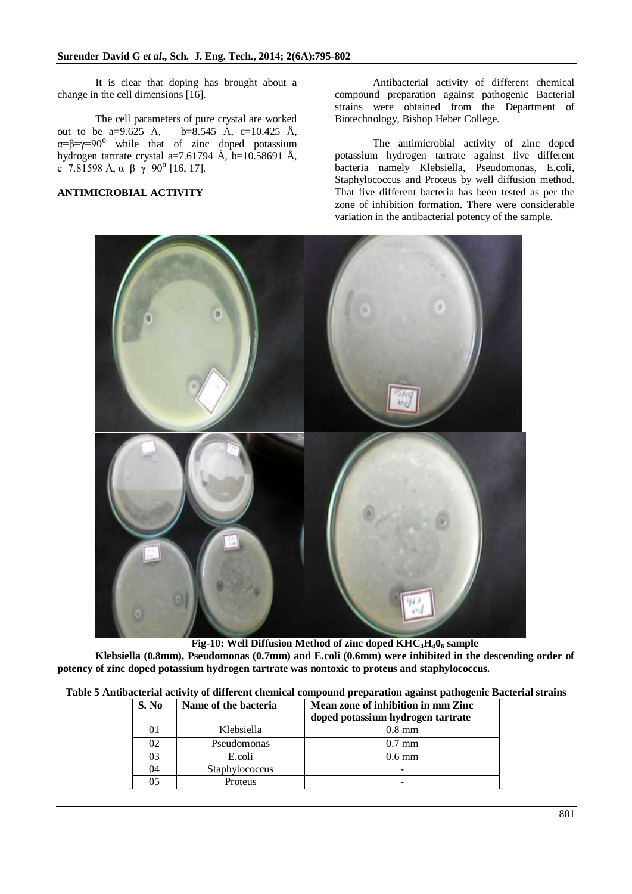It is clear that doping has brought about a change in the cell dimensions [16].

The cell parameters of pure crystal are worked out to be a=9.625 Å, b=8.545 Å, c=10.425 Å, $\alpha=\beta=\gamma=90^0$ while that of zinc doped potassium hydrogen tartrate crystal a=7.61794 Å, b=10.58691 Å, c=7.81598 Å, $\alpha=\beta=\gamma=90^0$ [16, 17].

## ANTIMICROBIAL ACTIVITY

Antibacterial activity of different chemical compound preparation against pathogenic Bacterial strains were obtained from the Department of Biotechnology, Bishop Heber College.

The antimicrobial activity of zinc doped potassium hydrogen tartrate against five different bacteria namely Klebsiella, Pseudomonas, E.coli, Staphylococcus and Proteus by well diffusion method. That five different bacteria has been tested as per the zone of inhibition formation. There were considerable variation in the antibacterial potency of the sample.

**Fig-10: Well Diffusion Method of zinc doped $KHC_4H_4O_6$ sample**

**Klebsiella (0.8mm), Pseudomonas (0.7mm) and E.coli (0.6mm) were inhibited in the descending order of potency of zinc doped potassium hydrogen tartrate was nontoxic to proteus and staphylococcus.**

**Table 5 Antibacterial activity of different chemical compound preparation against pathogenic Bacterial strains**

| S. No | Name of the bacteria | Mean zone of inhibition in mm Zinc doped potassium hydrogen tartrate |
|---|---|---|
| 01 | Klebsiella | 0.8 mm |
| 02 | Pseudomonas | 0.7 mm |
| 03 | E.coli | 0.6 mm |
| 04 | Staphylococcus | - |
| 05 | Proteus | - |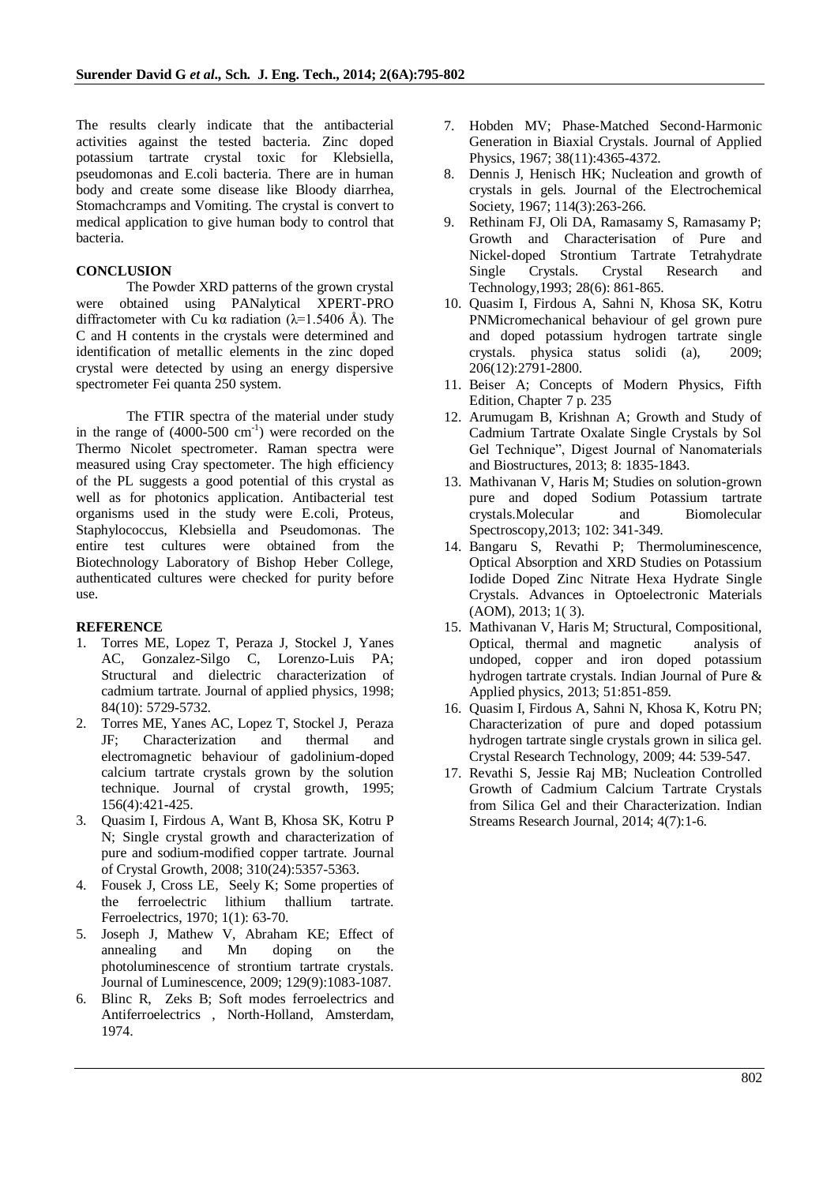The results clearly indicate that the antibacterial activities against the tested bacteria. Zinc doped potassium tartrate crystal toxic for Klebsiella, pseudomonas and E.coli bacteria. There are in human body and create some disease like Bloody diarrhea, Stomachcramps and Vomiting. The crystal is convert to medical application to give human body to control that bacteria.

## CONCLUSION

The Powder XRD patterns of the grown crystal were obtained using PANalytical XPERT-PRO diffractometer with Cu kα radiation (λ=1.5406 Å). The C and H contents in the crystals were determined and identification of metallic elements in the zinc doped crystal were detected by using an energy dispersive spectrometer Fei quanta 250 system.

The FTIR spectra of the material under study in the range of (4000-500 $cm^{-1}$) were recorded on the Thermo Nicolet spectrometer. Raman spectra were measured using Cray spectometer. The high efficiency of the PL suggests a good potential of this crystal as well as for photonics application. Antibacterial test organisms used in the study were E.coli, Proteus, Staphylococcus, Klebsiella and Pseudomonas. The entire test cultures were obtained from the Biotechnology Laboratory of Bishop Heber College, authenticated cultures were checked for purity before use.

## REFERENCE

1. Torres ME, Lopez T, Peraza J, Stockel J, Yanes AC, Gonzalez-Silgo C, Lorenzo-Luis PA; Structural and dielectric characterization of cadmium tartrate. Journal of applied physics, 1998; 84(10): 5729-5732.
2. Torres ME, Yanes AC, Lopez T, Stockel J, Peraza JF; Characterization and thermal and electromagnetic behaviour of gadolinium-doped calcium tartrate crystals grown by the solution technique. Journal of crystal growth, 1995; 156(4):421-425.
3. Quasim I, Firdous A, Want B, Khosa SK, Kotru P N; Single crystal growth and characterization of pure and sodium-modified copper tartrate. Journal of Crystal Growth, 2008; 310(24):5357-5363.
4. Fousek J, Cross LE, Seely K; Some properties of the ferroelectric lithium thallium tartrate. Ferroelectrics, 1970; 1(1): 63-70.
5. Joseph J, Mathew V, Abraham KE; Effect of annealing and Mn doping on the photoluminescence of strontium tartrate crystals. Journal of Luminescence, 2009; 129(9):1083-1087.
6. Blinc R, Zeks B; Soft modes ferroelectrics and Antiferroelectrics , North-Holland, Amsterdam, 1974.
7. Hobden MV; Phase-Matched Second-Harmonic Generation in Biaxial Crystals. Journal of Applied Physics, 1967; 38(11):4365-4372.
8. Dennis J, Henisch HK; Nucleation and growth of crystals in gels. Journal of the Electrochemical Society, 1967; 114(3):263-266.
9. Rethinam FJ, Oli DA, Ramasamy S, Ramasamy P; Growth and Characterisation of Pure and Nickel-doped Strontium Tartrate Tetrahydrate Single Crystals. Crystal Research and Technology,1993; 28(6): 861-865.
10. Quasim I, Firdous A, Sahni N, Khosa SK, Kotru PNMicromechanical behaviour of gel grown pure and doped potassium hydrogen tartrate single crystals. physica status solidi (a), 2009; 206(12):2791-2800.
11. Beiser A; Concepts of Modern Physics, Fifth Edition, Chapter 7 p. 235
12. Arumugam B, Krishnan A; Growth and Study of Cadmium Tartrate Oxalate Single Crystals by Sol Gel Technique", Digest Journal of Nanomaterials and Biostructures, 2013; 8: 1835-1843.
13. Mathivanan V, Haris M; Studies on solution-grown pure and doped Sodium Potassium tartrate crystals.Molecular and Biomolecular Spectroscopy,2013; 102: 341-349.
14. Bangaru S, Revathi P; Thermoluminescence, Optical Absorption and XRD Studies on Potassium Iodide Doped Zinc Nitrate Hexa Hydrate Single Crystals. Advances in Optoelectronic Materials (AOM), 2013; 1( 3).
15. Mathivanan V, Haris M; Structural, Compositional, Optical, thermal and magnetic analysis of undoped, copper and iron doped potassium hydrogen tartrate crystals. Indian Journal of Pure & Applied physics, 2013; 51:851-859.
16. Quasim I, Firdous A, Sahni N, Khosa K, Kotru PN; Characterization of pure and doped potassium hydrogen tartrate single crystals grown in silica gel. Crystal Research Technology, 2009; 44: 539-547.
17. Revathi S, Jessie Raj MB; Nucleation Controlled Growth of Cadmium Calcium Tartrate Crystals from Silica Gel and their Characterization. Indian Streams Research Journal, 2014; 4(7):1-6.